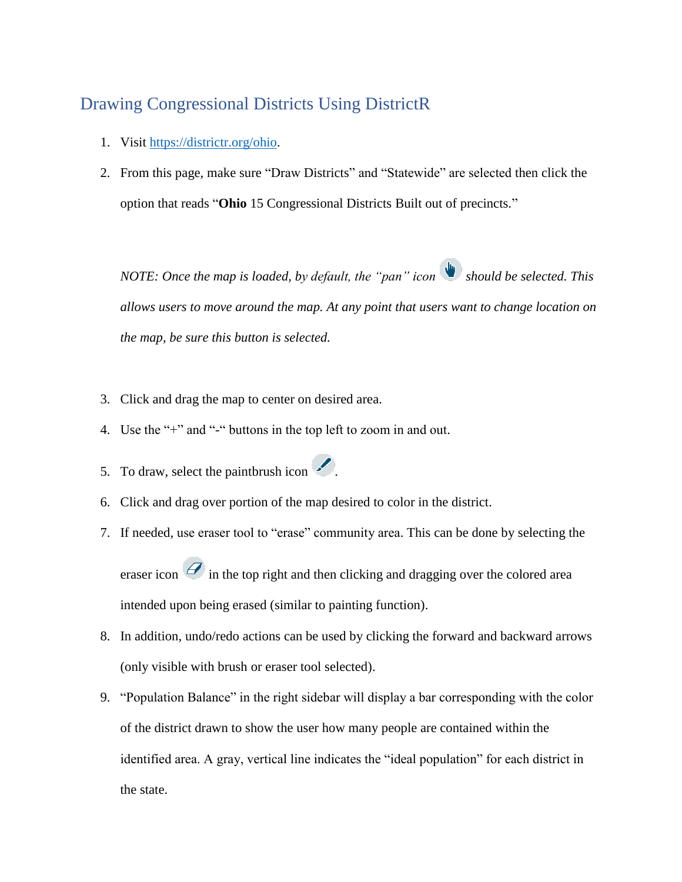## Drawing Congressional Districts Using DistrictR

1. Visit [https://districtr.org/ohio](https://districtr.org/ohio).
2. From this page, make sure "Draw Districts" and "Statewide" are selected then click the option that reads "**Ohio** 15 Congressional Districts Built out of precincts."

   *NOTE: Once the map is loaded, by default, the "pan" icon should be selected. This allows users to move around the map. At any point that users want to change location on the map, be sure this button is selected.*

3. Click and drag the map to center on desired area.
4. Use the "+" and "-" buttons in the top left to zoom in and out.
5. To draw, select the paintbrush icon.
6. Click and drag over portion of the map desired to color in the district.
7. If needed, use eraser tool to "erase" community area. This can be done by selecting the eraser icon in the top right and then clicking and dragging over the colored area intended upon being erased (similar to painting function).
8. In addition, undo/redo actions can be used by clicking the forward and backward arrows (only visible with brush or eraser tool selected).
9. "Population Balance" in the right sidebar will display a bar corresponding with the color of the district drawn to show the user how many people are contained within the identified area. A gray, vertical line indicates the "ideal population" for each district in the state.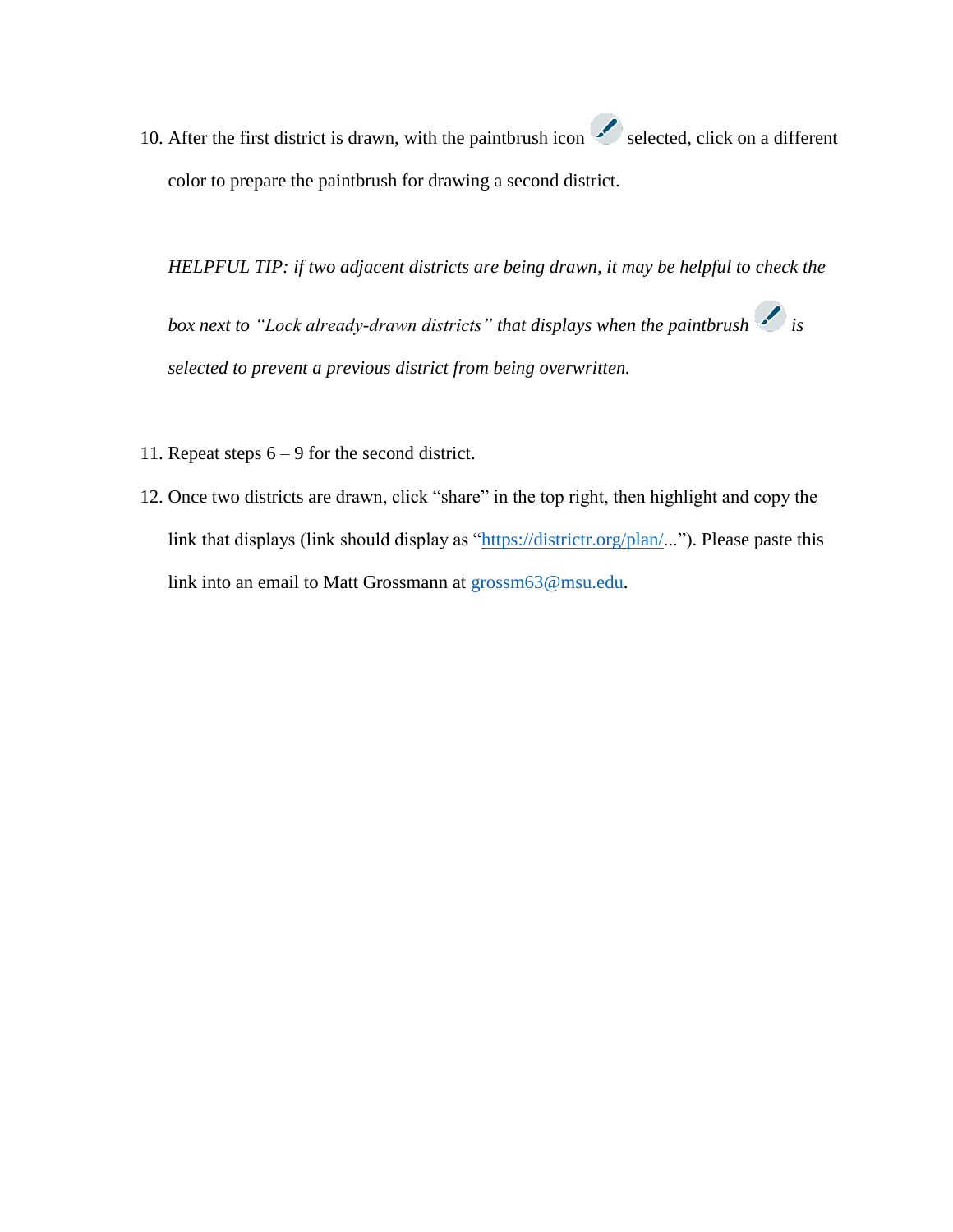10. After the first district is drawn, with the paintbrush icon selected, click on a different color to prepare the paintbrush for drawing a second district.

    *HELPFUL TIP: if two adjacent districts are being drawn, it may be helpful to check the box next to "Lock already-drawn districts" that displays when the paintbrush is selected to prevent a previous district from being overwritten.*

11. Repeat steps 6 – 9 for the second district.
12. Once two districts are drawn, click "share" in the top right, then highlight and copy the link that displays (link should display as "https://districtr.org/plan/..."). Please paste this link into an email to Matt Grossmann at grossm63@msu.edu.